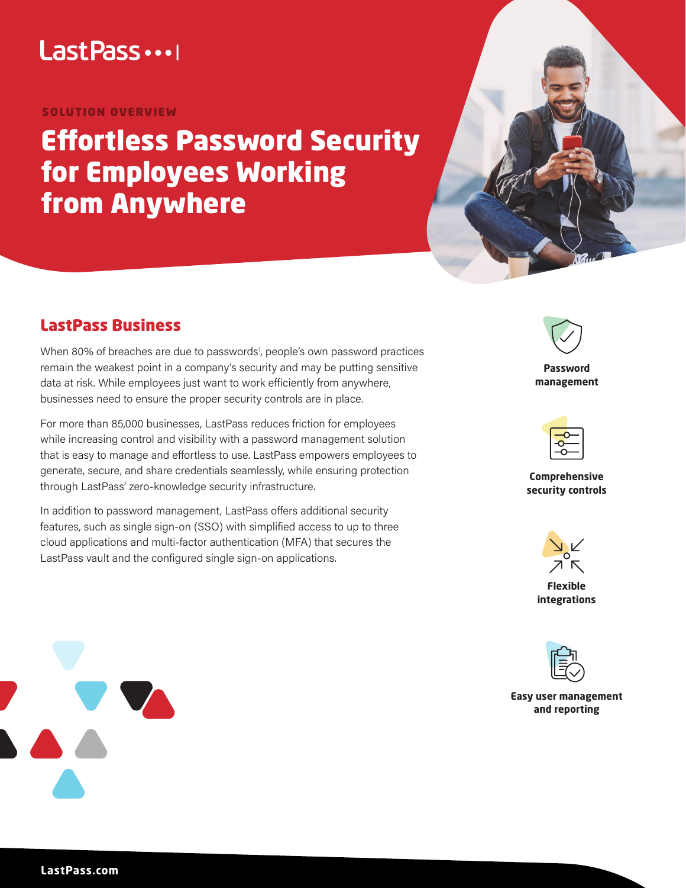LastPass

SOLUTION OVERVIEW

# Effortless Password Security for Employees Working from Anywhere

## LastPass Business

When 80% of breaches are due to passwords[1], people's own password practices remain the weakest point in a company's security and may be putting sensitive data at risk. While employees just want to work efficiently from anywhere, businesses need to ensure the proper security controls are in place.

For more than 85,000 businesses, LastPass reduces friction for employees while increasing control and visibility with a password management solution that is easy to manage and effortless to use. LastPass empowers employees to generate, secure, and share credentials seamlessly, while ensuring protection through LastPass' zero-knowledge security infrastructure.

In addition to password management, LastPass offers additional security features, such as single sign-on (SSO) with simplified access to up to three cloud applications and multi-factor authentication (MFA) that secures the LastPass vault and the configured single sign-on applications.

**Password management**

**Comprehensive security controls**

**Flexible integrations**

**Easy user management and reporting**

LastPass.com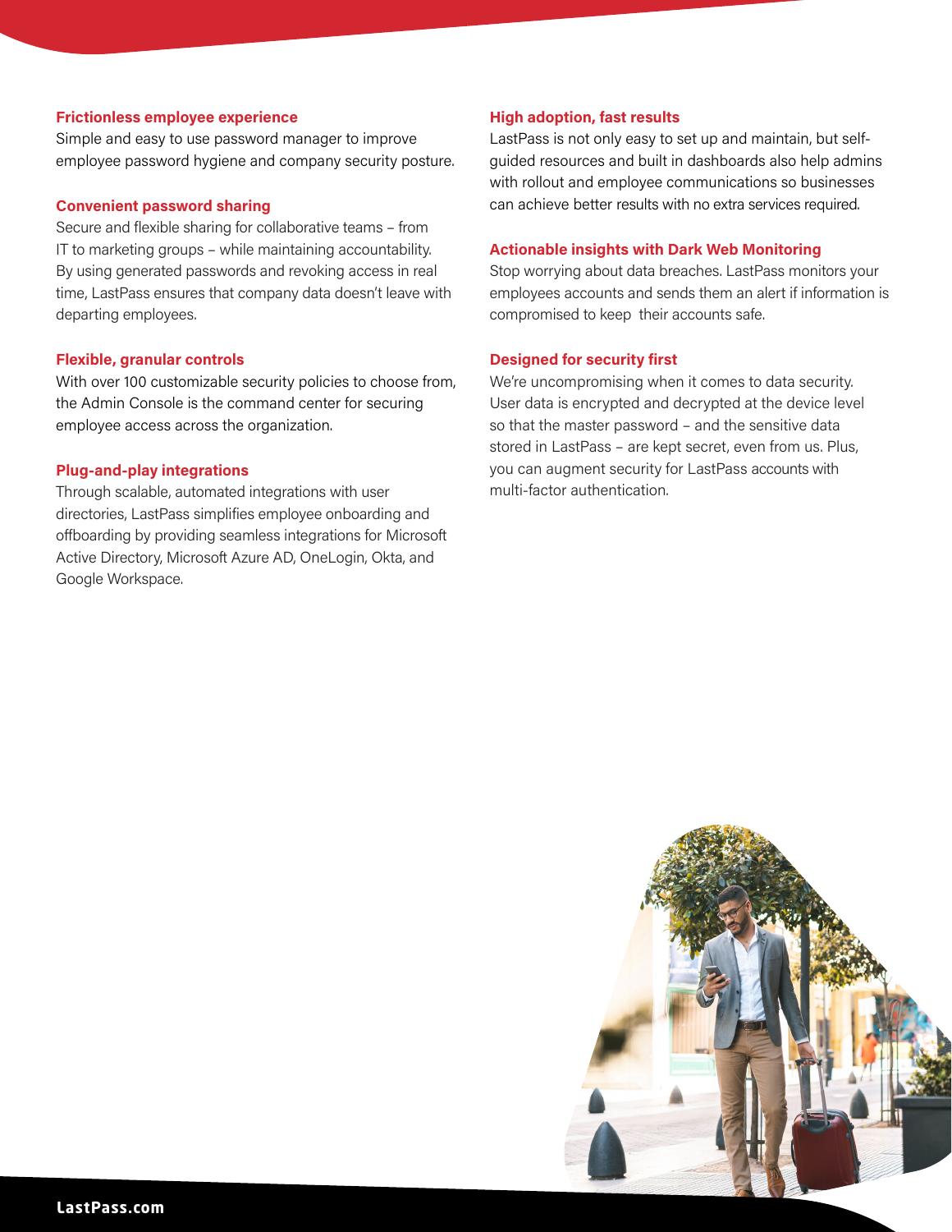### Frictionless employee experience

Simple and easy to use password manager to improve employee password hygiene and company security posture.

### Convenient password sharing

Secure and flexible sharing for collaborative teams – from IT to marketing groups – while maintaining accountability. By using generated passwords and revoking access in real time, LastPass ensures that company data doesn't leave with departing employees.

### Flexible, granular controls

With over 100 customizable security policies to choose from, the Admin Console is the command center for securing employee access across the organization.

### Plug-and-play integrations

Through scalable, automated integrations with user directories, LastPass simplifies employee onboarding and offboarding by providing seamless integrations for Microsoft Active Directory, Microsoft Azure AD, OneLogin, Okta, and Google Workspace.

### High adoption, fast results

LastPass is not only easy to set up and maintain, but self-guided resources and built in dashboards also help admins with rollout and employee communications so businesses can achieve better results with no extra services required.

### Actionable insights with Dark Web Monitoring

Stop worrying about data breaches. LastPass monitors your employees accounts and sends them an alert if information is compromised to keep their accounts safe.

### Designed for security first

We're uncompromising when it comes to data security. User data is encrypted and decrypted at the device level so that the master password – and the sensitive data stored in LastPass – are kept secret, even from us. Plus, you can augment security for LastPass accounts with multi-factor authentication.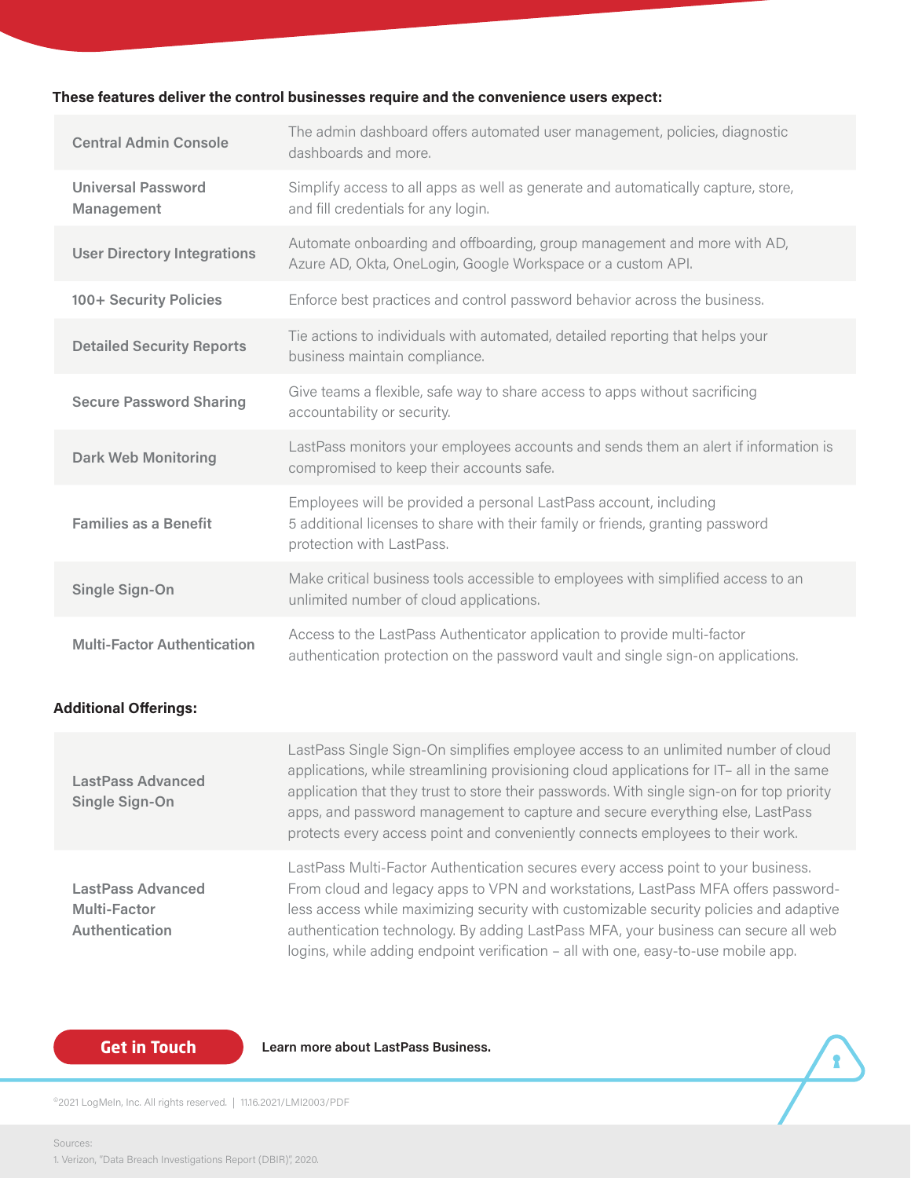**These features deliver the control businesses require and the convenience users expect:**

| | |
|---|---|
| Central Admin Console | The admin dashboard offers automated user management, policies, diagnostic dashboards and more. |
| Universal Password Management | Simplify access to all apps as well as generate and automatically capture, store, and fill credentials for any login. |
| User Directory Integrations | Automate onboarding and offboarding, group management and more with AD, Azure AD, Okta, OneLogin, Google Workspace or a custom API. |
| 100+ Security Policies | Enforce best practices and control password behavior across the business. |
| Detailed Security Reports | Tie actions to individuals with automated, detailed reporting that helps your business maintain compliance. |
| Secure Password Sharing | Give teams a flexible, safe way to share access to apps without sacrificing accountability or security. |
| Dark Web Monitoring | LastPass monitors your employees accounts and sends them an alert if information is compromised to keep their accounts safe. |
| Families as a Benefit | Employees will be provided a personal LastPass account, including 5 additional licenses to share with their family or friends, granting password protection with LastPass. |
| Single Sign-On | Make critical business tools accessible to employees with simplified access to an unlimited number of cloud applications. |
| Multi-Factor Authentication | Access to the LastPass Authenticator application to provide multi-factor authentication protection on the password vault and single sign-on applications. |

**Additional Offerings:**

| | |
|---|---|
| LastPass Advanced Single Sign-On | LastPass Single Sign-On simplifies employee access to an unlimited number of cloud applications, while streamlining provisioning cloud applications for IT– all in the same application that they trust to store their passwords. With single sign-on for top priority apps, and password management to capture and secure everything else, LastPass protects every access point and conveniently connects employees to their work. |
| LastPass Advanced Multi-Factor Authentication | LastPass Multi-Factor Authentication secures every access point to your business. From cloud and legacy apps to VPN and workstations, LastPass MFA offers password-less access while maximizing security with customizable security policies and adaptive authentication technology. By adding LastPass MFA, your business can secure all web logins, while adding endpoint verification – all with one, easy-to-use mobile app. |

**Get in Touch**

**Learn more about LastPass Business.**

©2021 LogMeIn, Inc. All rights reserved. | 11.16.2021/LMI2003/PDF

Sources:
1. Verizon, "Data Breach Investigations Report (DBIR)", 2020.